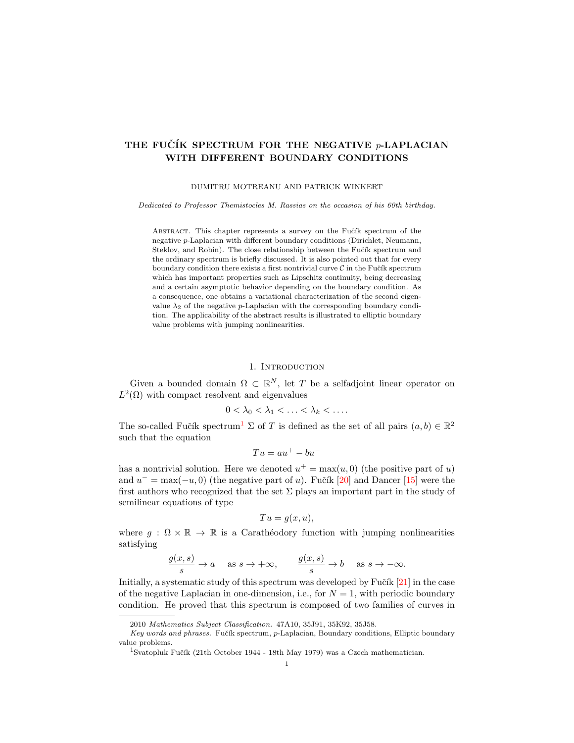# THE FUČÍK SPECTRUM FOR THE NEGATIVE $p$-LAPLACIAN WITH DIFFERENT BOUNDARY CONDITIONS

DUMITRU MOTREANU AND PATRICK WINKERT

*Dedicated to Professor Themistocles M. Rassias on the occasion of his 60th birthday.*

Abstract. This chapter represents a survey on the Fučík spectrum of the negative $p$-Laplacian with different boundary conditions (Dirichlet, Neumann, Steklov, and Robin). The close relationship between the Fučík spectrum and the ordinary spectrum is briefly discussed. It is also pointed out that for every boundary condition there exists a first nontrivial curve $\mathcal{C}$ in the Fučík spectrum which has important properties such as Lipschitz continuity, being decreasing and a certain asymptotic behavior depending on the boundary condition. As a consequence, one obtains a variational characterization of the second eigenvalue $\lambda_2$ of the negative $p$-Laplacian with the corresponding boundary condition. The applicability of the abstract results is illustrated to elliptic boundary value problems with jumping nonlinearities.

## 1. Introduction

Given a bounded domain $\Omega \subset \mathbb{R}^N$, let $T$ be a selfadjoint linear operator on $L^2(\Omega)$ with compact resolvent and eigenvalues

$$0 < \lambda_0 < \lambda_1 < \ldots < \lambda_k < \ldots.$$

The so-called Fučík spectrum[1] $\Sigma$ of $T$ is defined as the set of all pairs $(a, b) \in \mathbb{R}^2$ such that the equation

$$Tu = au^+ - bu^-$$

has a nontrivial solution. Here we denoted $u^+ = \max(u, 0)$ (the positive part of $u$) and $u^- = \max(-u, 0)$ (the negative part of $u$). Fučík [20] and Dancer [15] were the first authors who recognized that the set $\Sigma$ plays an important part in the study of semilinear equations of type

$$Tu = g(x, u),$$

where $g : \Omega \times \mathbb{R} \to \mathbb{R}$ is a Carathéodory function with jumping nonlinearities satisfying

$$\frac{g(x,s)}{s} \to a \quad \text{as } s \to +\infty, \qquad \frac{g(x,s)}{s} \to b \quad \text{as } s \to -\infty.$$

Initially, a systematic study of this spectrum was developed by Fučík [21] in the case of the negative Laplacian in one-dimension, i.e., for $N = 1$, with periodic boundary condition. He proved that this spectrum is composed of two families of curves in

2010 *Mathematics Subject Classification.* 47A10, 35J91, 35K92, 35J58.

*Key words and phrases.* Fučík spectrum, $p$-Laplacian, Boundary conditions, Elliptic boundary value problems.

[1] Svatopluk Fučík (21th October 1944 - 18th May 1979) was a Czech mathematician.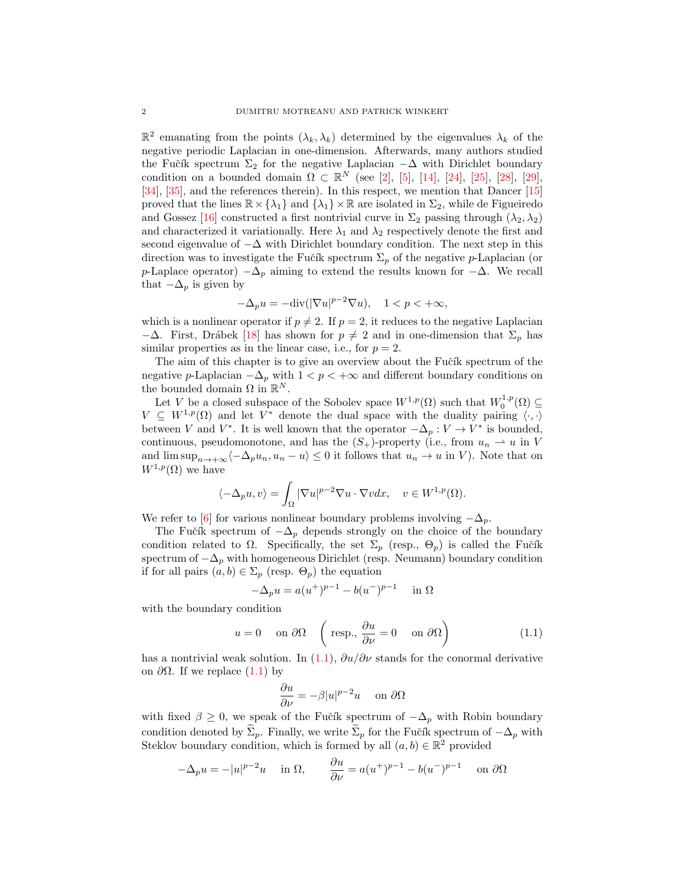$\mathbb{R}^2$ emanating from the points $(\lambda_k, \lambda_k)$ determined by the eigenvalues $\lambda_k$ of the negative periodic Laplacian in one-dimension. Afterwards, many authors studied the Fučík spectrum $\Sigma_2$ for the negative Laplacian $-\Delta$ with Dirichlet boundary condition on a bounded domain $\Omega \subset \mathbb{R}^N$ (see [2], [5], [14], [24], [25], [28], [29], [34], [35], and the references therein). In this respect, we mention that Dancer [15] proved that the lines $\mathbb{R} \times \{\lambda_1\}$ and $\{\lambda_1\} \times \mathbb{R}$ are isolated in $\Sigma_2$, while de Figueiredo and Gossez [16] constructed a first nontrivial curve in $\Sigma_2$ passing through $(\lambda_2, \lambda_2)$ and characterized it variationally. Here $\lambda_1$ and $\lambda_2$ respectively denote the first and second eigenvalue of $-\Delta$ with Dirichlet boundary condition. The next step in this direction was to investigate the Fučík spectrum $\Sigma_p$ of the negative $p$-Laplacian (or $p$-Laplace operator) $-\Delta_p$ aiming to extend the results known for $-\Delta$. We recall that $-\Delta_p$ is given by

$$-\Delta_p u = -\operatorname{div}(|\nabla u|^{p-2}\nabla u), \quad 1 < p < +\infty,$$

which is a nonlinear operator if $p \neq 2$. If $p = 2$, it reduces to the negative Laplacian $-\Delta$. First, Drábek [18] has shown for $p \neq 2$ and in one-dimension that $\Sigma_p$ has similar properties as in the linear case, i.e., for $p = 2$.

The aim of this chapter is to give an overview about the Fučík spectrum of the negative $p$-Laplacian $-\Delta_p$ with $1 < p < +\infty$ and different boundary conditions on the bounded domain $\Omega$ in $\mathbb{R}^N$.

Let $V$ be a closed subspace of the Sobolev space $W^{1,p}(\Omega)$ such that $W_0^{1,p}(\Omega) \subseteq V \subseteq W^{1,p}(\Omega)$ and let $V^*$ denote the dual space with the duality pairing $\langle \cdot, \cdot \rangle$ between $V$ and $V^*$. It is well known that the operator $-\Delta_p : V \to V^*$ is bounded, continuous, pseudomonotone, and has the $(S_+)$-property (i.e., from $u_n \rightharpoonup u$ in $V$ and $\limsup_{n\to+\infty}\langle -\Delta_p u_n, u_n - u\rangle \leq 0$ it follows that $u_n \to u$ in $V$). Note that on $W^{1,p}(\Omega)$ we have

$$\langle -\Delta_p u, v\rangle = \int_\Omega |\nabla u|^{p-2}\nabla u \cdot \nabla v dx, \quad v \in W^{1,p}(\Omega).$$

We refer to [6] for various nonlinear boundary problems involving $-\Delta_p$.

The Fučík spectrum of $-\Delta_p$ depends strongly on the choice of the boundary condition related to $\Omega$. Specifically, the set $\Sigma_p$ (resp., $\Theta_p$) is called the Fučík spectrum of $-\Delta_p$ with homogeneous Dirichlet (resp. Neumann) boundary condition if for all pairs $(a,b) \in \Sigma_p$ (resp. $\Theta_p$) the equation

$$-\Delta_p u = a(u^+)^{p-1} - b(u^-)^{p-1} \quad \text{in } \Omega$$

with the boundary condition

$$u = 0 \quad \text{on } \partial\Omega \quad \left(\text{resp., } \frac{\partial u}{\partial \nu} = 0 \quad \text{on } \partial\Omega\right) \tag{1.1}$$

has a nontrivial weak solution. In (1.1), $\partial u/\partial\nu$ stands for the conormal derivative on $\partial\Omega$. If we replace (1.1) by

$$\frac{\partial u}{\partial \nu} = -\beta |u|^{p-2}u \quad \text{on } \partial\Omega$$

with fixed $\beta \geq 0$, we speak of the Fučík spectrum of $-\Delta_p$ with Robin boundary condition denoted by $\widehat{\Sigma}_p$. Finally, we write $\widetilde{\Sigma}_p$ for the Fučík spectrum of $-\Delta_p$ with Steklov boundary condition, which is formed by all $(a,b) \in \mathbb{R}^2$ provided

$$-\Delta_p u = -|u|^{p-2}u \quad \text{in } \Omega, \qquad \frac{\partial u}{\partial \nu} = a(u^+)^{p-1} - b(u^-)^{p-1} \quad \text{on } \partial\Omega$$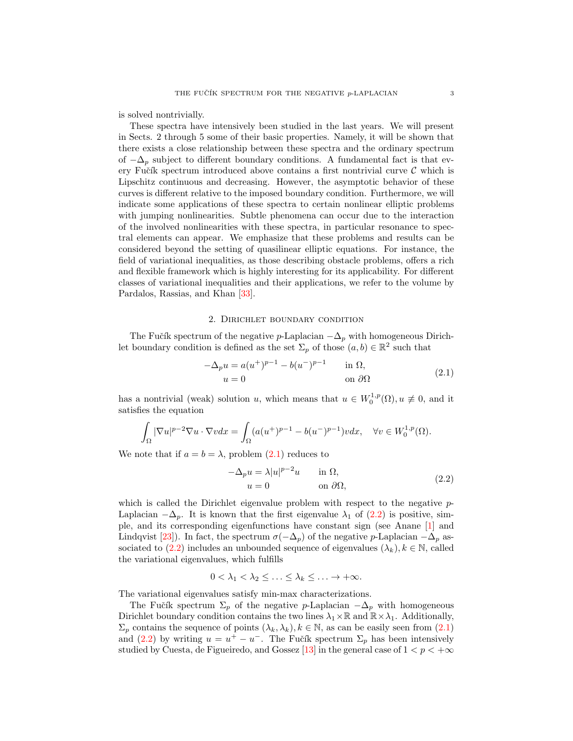is solved nontrivially.

These spectra have intensively been studied in the last years. We will present in Sects. 2 through 5 some of their basic properties. Namely, it will be shown that there exists a close relationship between these spectra and the ordinary spectrum of $-\Delta_p$ subject to different boundary conditions. A fundamental fact is that every Fučík spectrum introduced above contains a first nontrivial curve $\mathcal{C}$ which is Lipschitz continuous and decreasing. However, the asymptotic behavior of these curves is different relative to the imposed boundary condition. Furthermore, we will indicate some applications of these spectra to certain nonlinear elliptic problems with jumping nonlinearities. Subtle phenomena can occur due to the interaction of the involved nonlinearities with these spectra, in particular resonance to spectral elements can appear. We emphasize that these problems and results can be considered beyond the setting of quasilinear elliptic equations. For instance, the field of variational inequalities, as those describing obstacle problems, offers a rich and flexible framework which is highly interesting for its applicability. For different classes of variational inequalities and their applications, we refer to the volume by Pardalos, Rassias, and Khan [33].

## 2. Dirichlet boundary condition

The Fučík spectrum of the negative $p$-Laplacian $-\Delta_p$ with homogeneous Dirichlet boundary condition is defined as the set $\Sigma_p$ of those $(a, b) \in \mathbb{R}^2$ such that

$$
\begin{aligned}
-\Delta_p u &= a(u^+)^{p-1} - b(u^-)^{p-1} \qquad && \text{in } \Omega, \\
u &= 0 && \text{on } \partial\Omega
\end{aligned}
\tag{2.1}
$$

has a nontrivial (weak) solution $u$, which means that $u \in W_0^{1,p}(\Omega), u \not\equiv 0$, and it satisfies the equation

$$
\int_\Omega |\nabla u|^{p-2}\nabla u \cdot \nabla v dx = \int_\Omega (a(u^+)^{p-1} - b(u^-)^{p-1}) v dx, \quad \forall v \in W_0^{1,p}(\Omega).
$$

We note that if $a = b = \lambda$, problem (2.1) reduces to

$$
\begin{aligned}
-\Delta_p u &= \lambda |u|^{p-2} u \qquad && \text{in } \Omega, \\
u &= 0 && \text{on } \partial\Omega,
\end{aligned}
\tag{2.2}
$$

which is called the Dirichlet eigenvalue problem with respect to the negative $p$-Laplacian $-\Delta_p$. It is known that the first eigenvalue $\lambda_1$ of (2.2) is positive, simple, and its corresponding eigenfunctions have constant sign (see Anane [1] and Lindqvist [23]). In fact, the spectrum $\sigma(-\Delta_p)$ of the negative $p$-Laplacian $-\Delta_p$ associated to (2.2) includes an unbounded sequence of eigenvalues $(\lambda_k), k \in \mathbb{N}$, called the variational eigenvalues, which fulfills

$$
0 < \lambda_1 < \lambda_2 \leq \ldots \leq \lambda_k \leq \ldots \to +\infty.
$$

The variational eigenvalues satisfy min-max characterizations.

The Fučík spectrum $\Sigma_p$ of the negative $p$-Laplacian $-\Delta_p$ with homogeneous Dirichlet boundary condition contains the two lines $\lambda_1 \times \mathbb{R}$ and $\mathbb{R} \times \lambda_1$. Additionally, $\Sigma_p$ contains the sequence of points $(\lambda_k, \lambda_k), k \in \mathbb{N}$, as can be easily seen from (2.1) and (2.2) by writing $u = u^+ - u^-$. The Fučík spectrum $\Sigma_p$ has been intensively studied by Cuesta, de Figueiredo, and Gossez [13] in the general case of $1 < p < +\infty$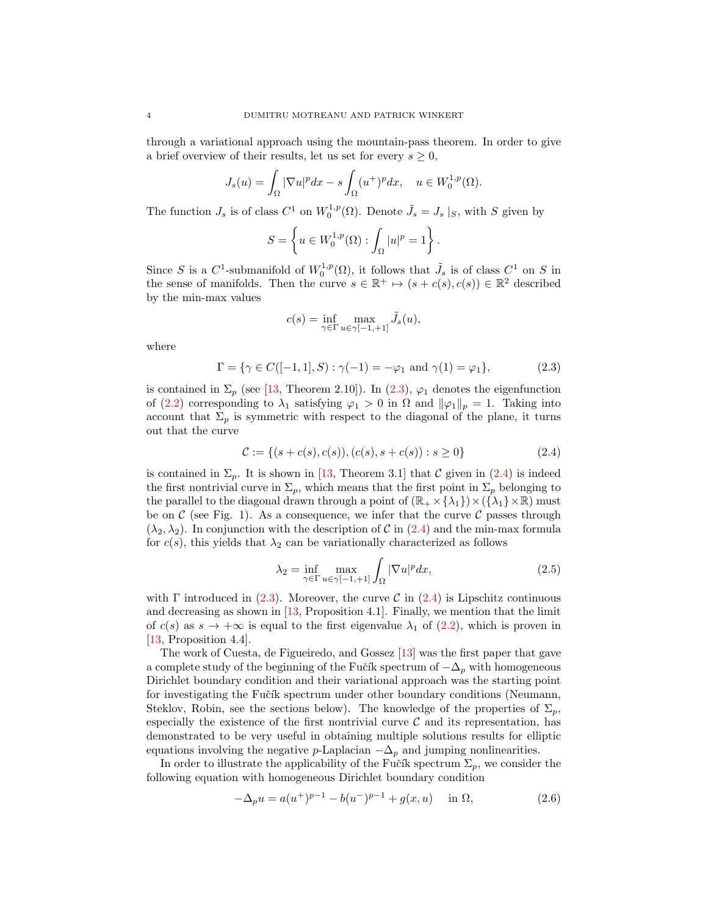through a variational approach using the mountain-pass theorem. In order to give a brief overview of their results, let us set for every $s \geq 0$,

$$J_s(u) = \int_\Omega |\nabla u|^p dx - s \int_\Omega (u^+)^p dx, \quad u \in W_0^{1,p}(\Omega).$$

The function $J_s$ is of class $C^1$ on $W_0^{1,p}(\Omega)$. Denote $\tilde{J}_s = J_s \mid_S$, with $S$ given by

$$S = \left\{ u \in W_0^{1,p}(\Omega) : \int_\Omega |u|^p = 1 \right\}.$$

Since $S$ is a $C^1$-submanifold of $W_0^{1,p}(\Omega)$, it follows that $\tilde{J}_s$ is of class $C^1$ on $S$ in the sense of manifolds. Then the curve $s \in \mathbb{R}^+ \mapsto (s + c(s), c(s)) \in \mathbb{R}^2$ described by the min-max values

$$c(s) = \inf_{\gamma \in \Gamma} \max_{u \in \gamma[-1,+1]} \tilde{J}_s(u),$$

where

$$\Gamma = \{\gamma \in C([-1,1], S) : \gamma(-1) = -\varphi_1 \text{ and } \gamma(1) = \varphi_1\}, \tag{2.3}$$

is contained in $\Sigma_p$ (see [13, Theorem 2.10]). In (2.3), $\varphi_1$ denotes the eigenfunction of (2.2) corresponding to $\lambda_1$ satisfying $\varphi_1 > 0$ in $\Omega$ and $\|\varphi_1\|_p = 1$. Taking into account that $\Sigma_p$ is symmetric with respect to the diagonal of the plane, it turns out that the curve

$$\mathcal{C} := \{(s + c(s), c(s)), (c(s), s + c(s)) : s \geq 0\} \tag{2.4}$$

is contained in $\Sigma_p$. It is shown in [13, Theorem 3.1] that $\mathcal{C}$ given in (2.4) is indeed the first nontrivial curve in $\Sigma_p$, which means that the first point in $\Sigma_p$ belonging to the parallel to the diagonal drawn through a point of $(\mathbb{R}_+ \times \{\lambda_1\}) \times (\{\lambda_1\} \times \mathbb{R})$ must be on $\mathcal{C}$ (see Fig. 1). As a consequence, we infer that the curve $\mathcal{C}$ passes through $(\lambda_2, \lambda_2)$. In conjunction with the description of $\mathcal{C}$ in (2.4) and the min-max formula for $c(s)$, this yields that $\lambda_2$ can be variationally characterized as follows

$$\lambda_2 = \inf_{\gamma \in \Gamma} \max_{u \in \gamma[-1,+1]} \int_\Omega |\nabla u|^p dx, \tag{2.5}$$

with $\Gamma$ introduced in (2.3). Moreover, the curve $\mathcal{C}$ in (2.4) is Lipschitz continuous and decreasing as shown in [13, Proposition 4.1]. Finally, we mention that the limit of $c(s)$ as $s \to +\infty$ is equal to the first eigenvalue $\lambda_1$ of (2.2), which is proven in [13, Proposition 4.4].

The work of Cuesta, de Figueiredo, and Gossez [13] was the first paper that gave a complete study of the beginning of the Fučík spectrum of $-\Delta_p$ with homogeneous Dirichlet boundary condition and their variational approach was the starting point for investigating the Fučík spectrum under other boundary conditions (Neumann, Steklov, Robin, see the sections below). The knowledge of the properties of $\Sigma_p$, especially the existence of the first nontrivial curve $\mathcal{C}$ and its representation, has demonstrated to be very useful in obtaining multiple solutions results for elliptic equations involving the negative $p$-Laplacian $-\Delta_p$ and jumping nonlinearities.

In order to illustrate the applicability of the Fučík spectrum $\Sigma_p$, we consider the following equation with homogeneous Dirichlet boundary condition

$$-\Delta_p u = a(u^+)^{p-1} - b(u^-)^{p-1} + g(x, u) \quad \text{in } \Omega, \tag{2.6}$$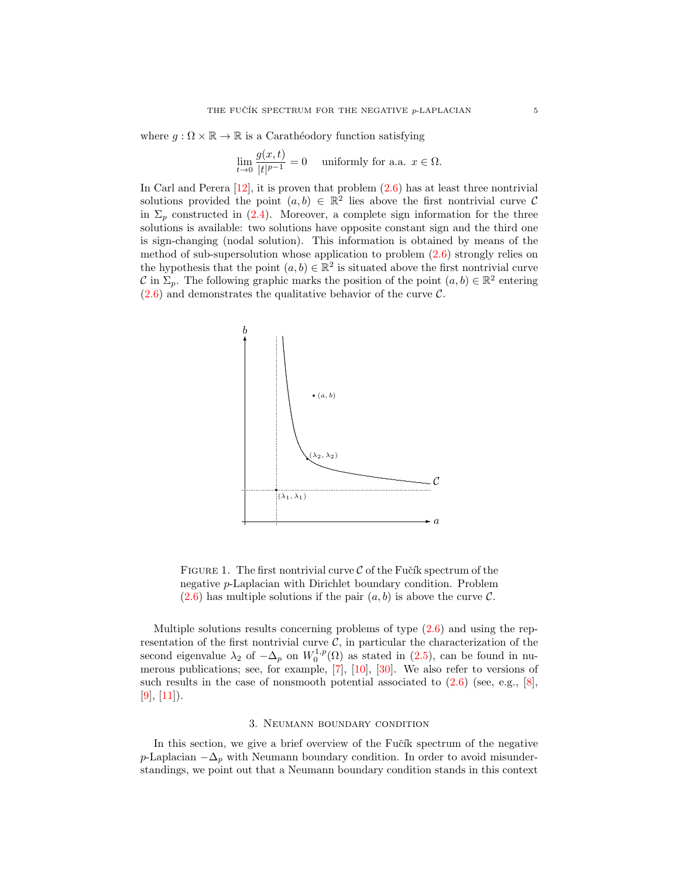where $g : \Omega \times \mathbb{R} \to \mathbb{R}$ is a Carathéodory function satisfying

$$\lim_{t \to 0} \frac{g(x,t)}{|t|^{p-1}} = 0 \quad \text{uniformly for a.a. } x \in \Omega.$$

In Carl and Perera [12], it is proven that problem (2.6) has at least three nontrivial solutions provided the point $(a, b) \in \mathbb{R}^2$ lies above the first nontrivial curve $\mathcal{C}$ in $\Sigma_p$ constructed in (2.4). Moreover, a complete sign information for the three solutions is available: two solutions have opposite constant sign and the third one is sign-changing (nodal solution). This information is obtained by means of the method of sub-supersolution whose application to problem (2.6) strongly relies on the hypothesis that the point $(a, b) \in \mathbb{R}^2$ is situated above the first nontrivial curve $\mathcal{C}$ in $\Sigma_p$. The following graphic marks the position of the point $(a, b) \in \mathbb{R}^2$ entering (2.6) and demonstrates the qualitative behavior of the curve $\mathcal{C}$.

FIGURE 1. The first nontrivial curve $\mathcal{C}$ of the Fučík spectrum of the negative $p$-Laplacian with Dirichlet boundary condition. Problem (2.6) has multiple solutions if the pair $(a, b)$ is above the curve $\mathcal{C}$.

Multiple solutions results concerning problems of type (2.6) and using the representation of the first nontrivial curve $\mathcal{C}$, in particular the characterization of the second eigenvalue $\lambda_2$ of $-\Delta_p$ on $W_0^{1,p}(\Omega)$ as stated in (2.5), can be found in numerous publications; see, for example, [7], [10], [30]. We also refer to versions of such results in the case of nonsmooth potential associated to (2.6) (see, e.g., [8], [9], [11]).

## 3. Neumann boundary condition

In this section, we give a brief overview of the Fučík spectrum of the negative $p$-Laplacian $-\Delta_p$ with Neumann boundary condition. In order to avoid misunderstandings, we point out that a Neumann boundary condition stands in this context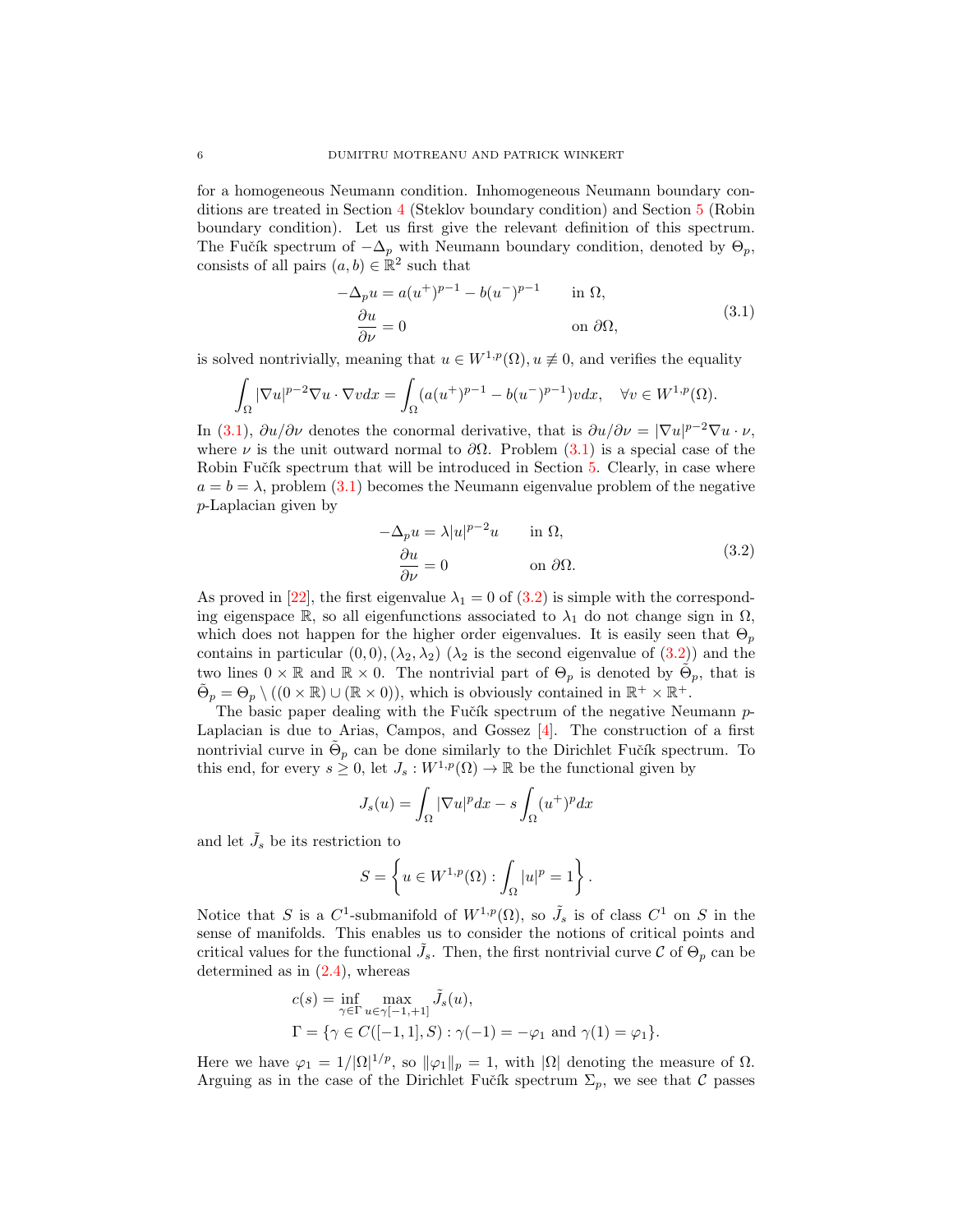for a homogeneous Neumann condition. Inhomogeneous Neumann boundary conditions are treated in Section 4 (Steklov boundary condition) and Section 5 (Robin boundary condition). Let us first give the relevant definition of this spectrum. The Fučík spectrum of $-\Delta_p$ with Neumann boundary condition, denoted by $\Theta_p$, consists of all pairs $(a,b) \in \mathbb{R}^2$ such that

$$
\begin{aligned}
-\Delta_p u &= a(u^+)^{p-1} - b(u^-)^{p-1} \qquad && \text{in } \Omega, \\
\frac{\partial u}{\partial \nu} &= 0 && \text{on } \partial\Omega,
\end{aligned}
\tag{3.1}
$$

is solved nontrivially, meaning that $u \in W^{1,p}(\Omega), u \not\equiv 0$, and verifies the equality

$$
\int_\Omega |\nabla u|^{p-2} \nabla u \cdot \nabla v dx = \int_\Omega (a(u^+)^{p-1} - b(u^-)^{p-1}) v dx, \quad \forall v \in W^{1,p}(\Omega).
$$

In (3.1), $\partial u/\partial \nu$ denotes the conormal derivative, that is $\partial u/\partial \nu = |\nabla u|^{p-2}\nabla u \cdot \nu$, where $\nu$ is the unit outward normal to $\partial\Omega$. Problem (3.1) is a special case of the Robin Fučík spectrum that will be introduced in Section 5. Clearly, in case where $a = b = \lambda$, problem (3.1) becomes the Neumann eigenvalue problem of the negative $p$-Laplacian given by

$$
\begin{aligned}
-\Delta_p u &= \lambda |u|^{p-2} u \qquad && \text{in } \Omega, \\
\frac{\partial u}{\partial \nu} &= 0 && \text{on } \partial\Omega.
\end{aligned}
\tag{3.2}
$$

As proved in [22], the first eigenvalue $\lambda_1 = 0$ of (3.2) is simple with the corresponding eigenspace $\mathbb{R}$, so all eigenfunctions associated to $\lambda_1$ do not change sign in $\Omega$, which does not happen for the higher order eigenvalues. It is easily seen that $\Theta_p$ contains in particular $(0,0), (\lambda_2, \lambda_2)$ ($\lambda_2$ is the second eigenvalue of (3.2)) and the two lines $0 \times \mathbb{R}$ and $\mathbb{R} \times 0$. The nontrivial part of $\Theta_p$ is denoted by $\tilde{\Theta}_p$, that is $\tilde{\Theta}_p = \Theta_p \setminus ((0 \times \mathbb{R}) \cup (\mathbb{R} \times 0))$, which is obviously contained in $\mathbb{R}^+ \times \mathbb{R}^+$.

The basic paper dealing with the Fučík spectrum of the negative Neumann $p$-Laplacian is due to Arias, Campos, and Gossez [4]. The construction of a first nontrivial curve in $\tilde{\Theta}_p$ can be done similarly to the Dirichlet Fučík spectrum. To this end, for every $s \geq 0$, let $J_s : W^{1,p}(\Omega) \to \mathbb{R}$ be the functional given by

$$
J_s(u) = \int_\Omega |\nabla u|^p dx - s \int_\Omega (u^+)^p dx
$$

and let $\tilde{J}_s$ be its restriction to

$$
S = \left\{ u \in W^{1,p}(\Omega) : \int_\Omega |u|^p = 1 \right\}.
$$

Notice that $S$ is a $C^1$-submanifold of $W^{1,p}(\Omega)$, so $\tilde{J}_s$ is of class $C^1$ on $S$ in the sense of manifolds. This enables us to consider the notions of critical points and critical values for the functional $\tilde{J}_s$. Then, the first nontrivial curve $\mathcal{C}$ of $\Theta_p$ can be determined as in (2.4), whereas

$$
\begin{aligned}
&c(s) = \inf_{\gamma \in \Gamma} \max_{u \in \gamma[-1,+1]} \tilde{J}_s(u), \\
&\Gamma = \{\gamma \in C([-1,1], S) : \gamma(-1) = -\varphi_1 \text{ and } \gamma(1) = \varphi_1\}.
\end{aligned}
$$

Here we have $\varphi_1 = 1/|\Omega|^{1/p}$, so $\|\varphi_1\|_p = 1$, with $|\Omega|$ denoting the measure of $\Omega$. Arguing as in the case of the Dirichlet Fučík spectrum $\Sigma_p$, we see that $\mathcal{C}$ passes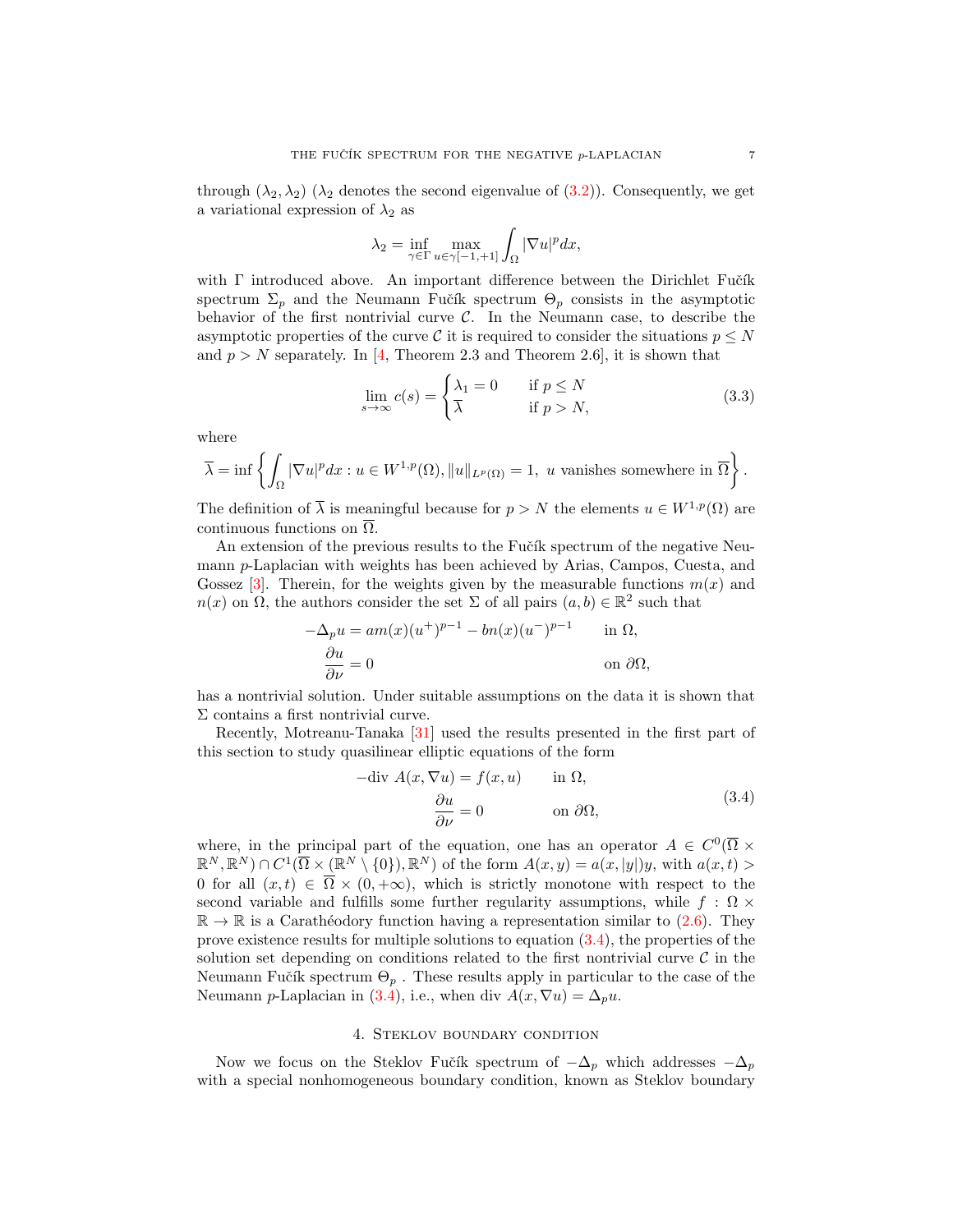through $(\lambda_2, \lambda_2)$ ($\lambda_2$ denotes the second eigenvalue of (3.2)). Consequently, we get a variational expression of $\lambda_2$ as

$$\lambda_2 = \inf_{\gamma \in \Gamma} \max_{u \in \gamma[-1,+1]} \int_\Omega |\nabla u|^p dx,$$

with $\Gamma$ introduced above. An important difference between the Dirichlet Fučík spectrum $\Sigma_p$ and the Neumann Fučík spectrum $\Theta_p$ consists in the asymptotic behavior of the first nontrivial curve $\mathcal{C}$. In the Neumann case, to describe the asymptotic properties of the curve $\mathcal{C}$ it is required to consider the situations $p \leq N$ and $p > N$ separately. In [4, Theorem 2.3 and Theorem 2.6], it is shown that

$$\lim_{s \to \infty} c(s) = \begin{cases} \lambda_1 = 0 & \text{if } p \leq N \\ \overline{\lambda} & \text{if } p > N, \end{cases} \tag{3.3}$$

where

$$\overline{\lambda} = \inf \left\{ \int_\Omega |\nabla u|^p dx : u \in W^{1,p}(\Omega), \|u\|_{L^p(\Omega)} = 1, \ u \text{ vanishes somewhere in } \overline{\Omega} \right\}.$$

The definition of $\overline{\lambda}$ is meaningful because for $p > N$ the elements $u \in W^{1,p}(\Omega)$ are continuous functions on $\overline{\Omega}$.

An extension of the previous results to the Fučík spectrum of the negative Neumann $p$-Laplacian with weights has been achieved by Arias, Campos, Cuesta, and Gossez [3]. Therein, for the weights given by the measurable functions $m(x)$ and $n(x)$ on $\Omega$, the authors consider the set $\Sigma$ of all pairs $(a, b) \in \mathbb{R}^2$ such that

$$\begin{aligned} -\Delta_p u &= am(x)(u^+)^{p-1} - bn(x)(u^-)^{p-1} && \text{in } \Omega, \\ \frac{\partial u}{\partial \nu} &= 0 && \text{on } \partial\Omega, \end{aligned}$$

has a nontrivial solution. Under suitable assumptions on the data it is shown that $\Sigma$ contains a first nontrivial curve.

Recently, Motreanu-Tanaka [31] used the results presented in the first part of this section to study quasilinear elliptic equations of the form

$$\begin{aligned} -\text{div } A(x, \nabla u) &= f(x, u) && \text{in } \Omega, \\ \frac{\partial u}{\partial \nu} &= 0 && \text{on } \partial\Omega, \end{aligned} \tag{3.4}$$

where, in the principal part of the equation, one has an operator $A \in C^0(\overline{\Omega} \times \mathbb{R}^N, \mathbb{R}^N) \cap C^1(\overline{\Omega} \times (\mathbb{R}^N \setminus \{0\}), \mathbb{R}^N)$ of the form $A(x, y) = a(x, |y|)y$, with $a(x, t) > 0$ for all $(x, t) \in \overline{\Omega} \times (0, +\infty)$, which is strictly monotone with respect to the second variable and fulfills some further regularity assumptions, while $f : \Omega \times \mathbb{R} \to \mathbb{R}$ is a Carathéodory function having a representation similar to (2.6). They prove existence results for multiple solutions to equation (3.4), the properties of the solution set depending on conditions related to the first nontrivial curve $\mathcal{C}$ in the Neumann Fučík spectrum $\Theta_p$ . These results apply in particular to the case of the Neumann $p$-Laplacian in (3.4), i.e., when div $A(x, \nabla u) = \Delta_p u$.

## 4. Steklov boundary condition

Now we focus on the Steklov Fučík spectrum of $-\Delta_p$ which addresses $-\Delta_p$ with a special nonhomogeneous boundary condition, known as Steklov boundary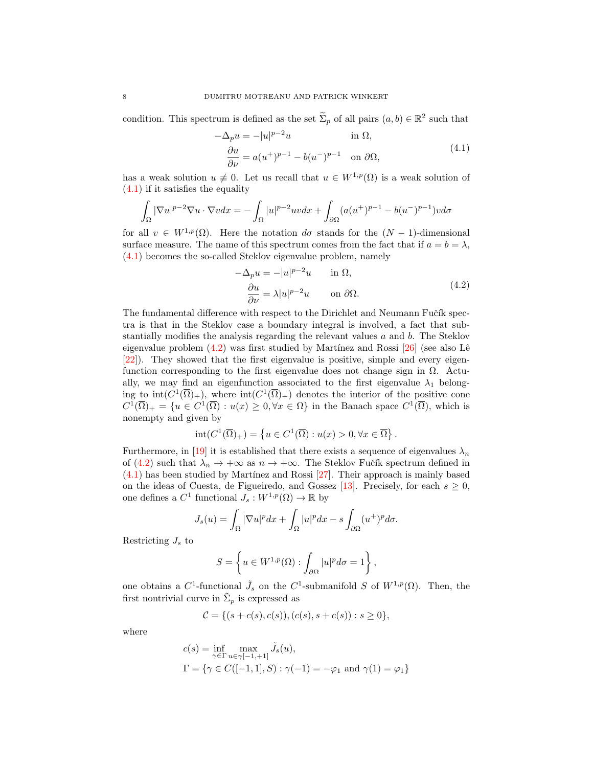condition. This spectrum is defined as the set $\widetilde{\Sigma}_p$ of all pairs $(a,b) \in \mathbb{R}^2$ such that

$$
\begin{aligned}
-\Delta_p u &= -|u|^{p-2}u && \text{in } \Omega,\\
\frac{\partial u}{\partial \nu} &= a(u^+)^{p-1} - b(u^-)^{p-1} && \text{on } \partial\Omega,
\end{aligned}
\tag{4.1}
$$

has a weak solution $u \not\equiv 0$. Let us recall that $u \in W^{1,p}(\Omega)$ is a weak solution of (4.1) if it satisfies the equality

$$
\int_\Omega |\nabla u|^{p-2}\nabla u \cdot \nabla v dx = -\int_\Omega |u|^{p-2}uv dx + \int_{\partial\Omega} (a(u^+)^{p-1} - b(u^-)^{p-1})v d\sigma
$$

for all $v \in W^{1,p}(\Omega)$. Here the notation $d\sigma$ stands for the $(N-1)$-dimensional surface measure. The name of this spectrum comes from the fact that if $a = b = \lambda$, (4.1) becomes the so-called Steklov eigenvalue problem, namely

$$
\begin{aligned}
-\Delta_p u &= -|u|^{p-2}u && \text{in } \Omega,\\
\frac{\partial u}{\partial \nu} &= \lambda |u|^{p-2}u && \text{on } \partial\Omega.
\end{aligned}
\tag{4.2}
$$

The fundamental difference with respect to the Dirichlet and Neumann Fučík spectra is that in the Steklov case a boundary integral is involved, a fact that substantially modifies the analysis regarding the relevant values $a$ and $b$. The Steklov eigenvalue problem (4.2) was first studied by Martínez and Rossi [26] (see also Lê [22]). They showed that the first eigenvalue is positive, simple and every eigenfunction corresponding to the first eigenvalue does not change sign in $\Omega$. Actually, we may find an eigenfunction associated to the first eigenvalue $\lambda_1$ belonging to $\operatorname{int}(C^1(\overline{\Omega})_+)$, where $\operatorname{int}(C^1(\overline{\Omega})_+)$ denotes the interior of the positive cone $C^1(\overline{\Omega})_+ = \{u \in C^1(\overline{\Omega}) : u(x) \geq 0, \forall x \in \Omega\}$ in the Banach space $C^1(\overline{\Omega})$, which is nonempty and given by

$$
\operatorname{int}(C^1(\overline{\Omega})_+) = \left\{ u \in C^1(\overline{\Omega}) : u(x) > 0, \forall x \in \overline{\Omega} \right\}.
$$

Furthermore, in [19] it is established that there exists a sequence of eigenvalues $\lambda_n$ of (4.2) such that $\lambda_n \to +\infty$ as $n \to +\infty$. The Steklov Fučík spectrum defined in (4.1) has been studied by Martínez and Rossi [27]. Their approach is mainly based on the ideas of Cuesta, de Figueiredo, and Gossez [13]. Precisely, for each $s \geq 0$, one defines a $C^1$ functional $J_s : W^{1,p}(\Omega) \to \mathbb{R}$ by

$$
J_s(u) = \int_\Omega |\nabla u|^p dx + \int_\Omega |u|^p dx - s\int_{\partial\Omega} (u^+)^p d\sigma.
$$

Restricting $J_s$ to

$$
S = \left\{ u \in W^{1,p}(\Omega) : \int_{\partial\Omega} |u|^p d\sigma = 1 \right\},
$$

one obtains a $C^1$-functional $\tilde{J}_s$ on the $C^1$-submanifold $S$ of $W^{1,p}(\Omega)$. Then, the first nontrivial curve in $\tilde{\Sigma}_p$ is expressed as

$$
\mathcal{C} = \{(s + c(s), c(s)), (c(s), s + c(s)) : s \geq 0\},
$$

where

$$
\begin{aligned}
&c(s) = \inf_{\gamma \in \Gamma} \max_{u \in \gamma[-1,+1]} \tilde{J}_s(u),\\
&\Gamma = \{\gamma \in C([-1,1], S) : \gamma(-1) = -\varphi_1 \text{ and } \gamma(1) = \varphi_1\}
\end{aligned}
$$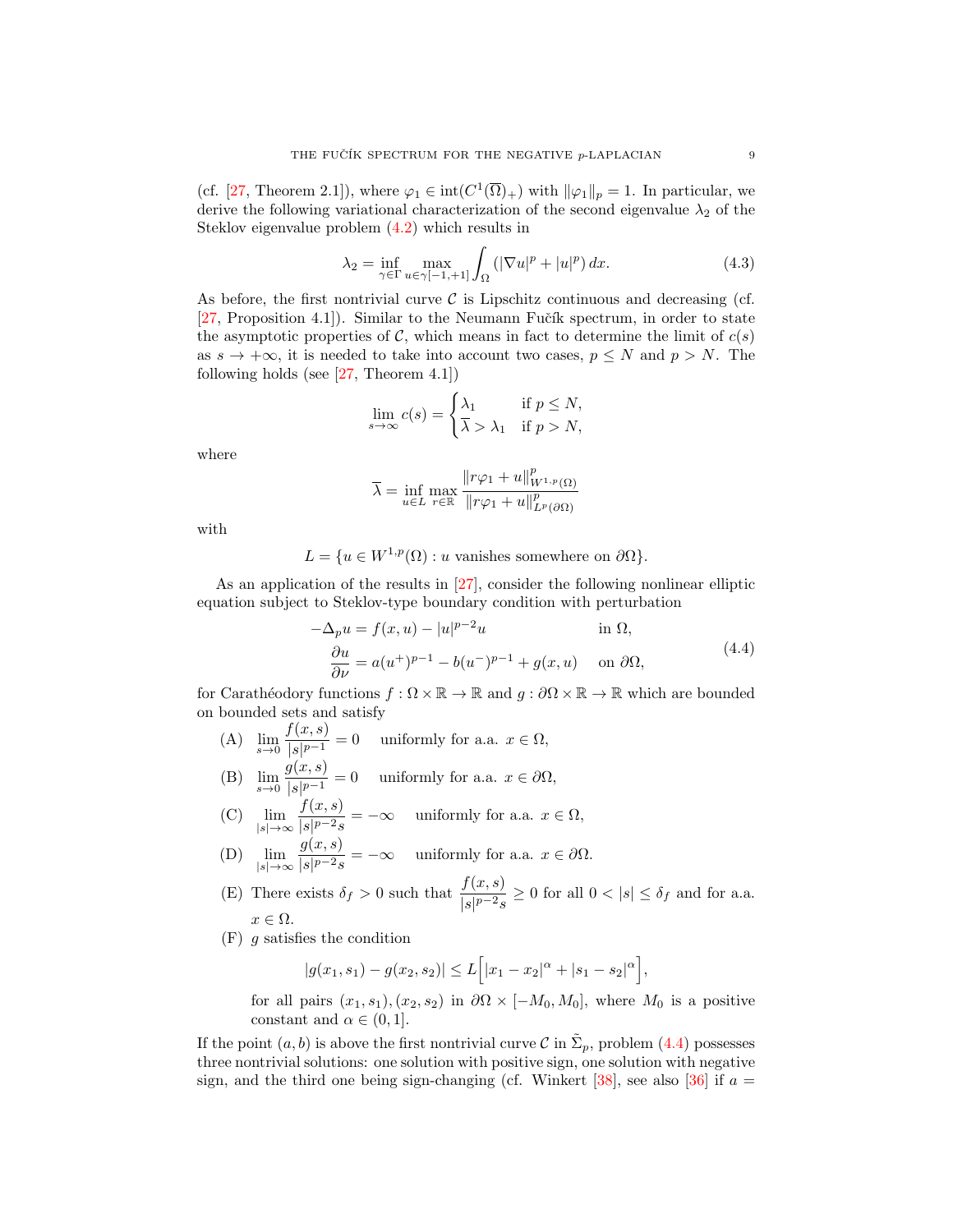(cf. [27, Theorem 2.1]), where $\varphi_1 \in \operatorname{int}(C^1(\overline{\Omega})_+)$ with $\|\varphi_1\|_p = 1$. In particular, we derive the following variational characterization of the second eigenvalue $\lambda_2$ of the Steklov eigenvalue problem (4.2) which results in

$$\lambda_2 = \inf_{\gamma \in \Gamma} \max_{u \in \gamma[-1,+1]} \int_\Omega \left(|\nabla u|^p + |u|^p\right) dx. \tag{4.3}$$

As before, the first nontrivial curve $\mathcal{C}$ is Lipschitz continuous and decreasing (cf. [27, Proposition 4.1]). Similar to the Neumann Fučík spectrum, in order to state the asymptotic properties of $\mathcal{C}$, which means in fact to determine the limit of $c(s)$ as $s \to +\infty$, it is needed to take into account two cases, $p \le N$ and $p > N$. The following holds (see [27, Theorem 4.1])

$$\lim_{s \to \infty} c(s) = \begin{cases} \lambda_1 & \text{if } p \le N, \\ \overline{\lambda} > \lambda_1 & \text{if } p > N, \end{cases}$$

where

$$\overline{\lambda} = \inf_{u \in L} \max_{r \in \mathbb{R}} \frac{\|r\varphi_1 + u\|^p_{W^{1,p}(\Omega)}}{\|r\varphi_1 + u\|^p_{L^p(\partial\Omega)}}$$

with

$$L = \{u \in W^{1,p}(\Omega) : u \text{ vanishes somewhere on } \partial\Omega\}.$$

As an application of the results in [27], consider the following nonlinear elliptic equation subject to Steklov-type boundary condition with perturbation

$$\begin{aligned} -\Delta_p u &= f(x,u) - |u|^{p-2}u && \text{in } \Omega, \\ \frac{\partial u}{\partial \nu} &= a(u^+)^{p-1} - b(u^-)^{p-1} + g(x,u) && \text{on } \partial\Omega, \end{aligned} \tag{4.4}$$

for Carathéodory functions $f : \Omega \times \mathbb{R} \to \mathbb{R}$ and $g : \partial\Omega \times \mathbb{R} \to \mathbb{R}$ which are bounded on bounded sets and satisfy

- (A) $\displaystyle\lim_{s \to 0} \frac{f(x,s)}{|s|^{p-1}} = 0$ uniformly for a.a. $x \in \Omega$,
- (B) $\displaystyle\lim_{s \to 0} \frac{g(x,s)}{|s|^{p-1}} = 0$ uniformly for a.a. $x \in \partial\Omega$,
- (C) $\displaystyle\lim_{|s| \to \infty} \frac{f(x,s)}{|s|^{p-2}s} = -\infty$ uniformly for a.a. $x \in \Omega$,
- (D) $\displaystyle\lim_{|s| \to \infty} \frac{g(x,s)}{|s|^{p-2}s} = -\infty$ uniformly for a.a. $x \in \partial\Omega$.
- (E) There exists $\delta_f > 0$ such that $\displaystyle\frac{f(x,s)}{|s|^{p-2}s} \ge 0$ for all $0 < |s| \le \delta_f$ and for a.a. $x \in \Omega$.
- (F) $g$ satisfies the condition

  $$|g(x_1,s_1) - g(x_2,s_2)| \le L\Big[|x_1 - x_2|^\alpha + |s_1 - s_2|^\alpha\Big],$$

  for all pairs $(x_1,s_1), (x_2,s_2)$ in $\partial\Omega \times [-M_0, M_0]$, where $M_0$ is a positive constant and $\alpha \in (0,1]$.

If the point $(a,b)$ is above the first nontrivial curve $\mathcal{C}$ in $\tilde{\Sigma}_p$, problem (4.4) possesses three nontrivial solutions: one solution with positive sign, one solution with negative sign, and the third one being sign-changing (cf. Winkert [38], see also [36] if $a =$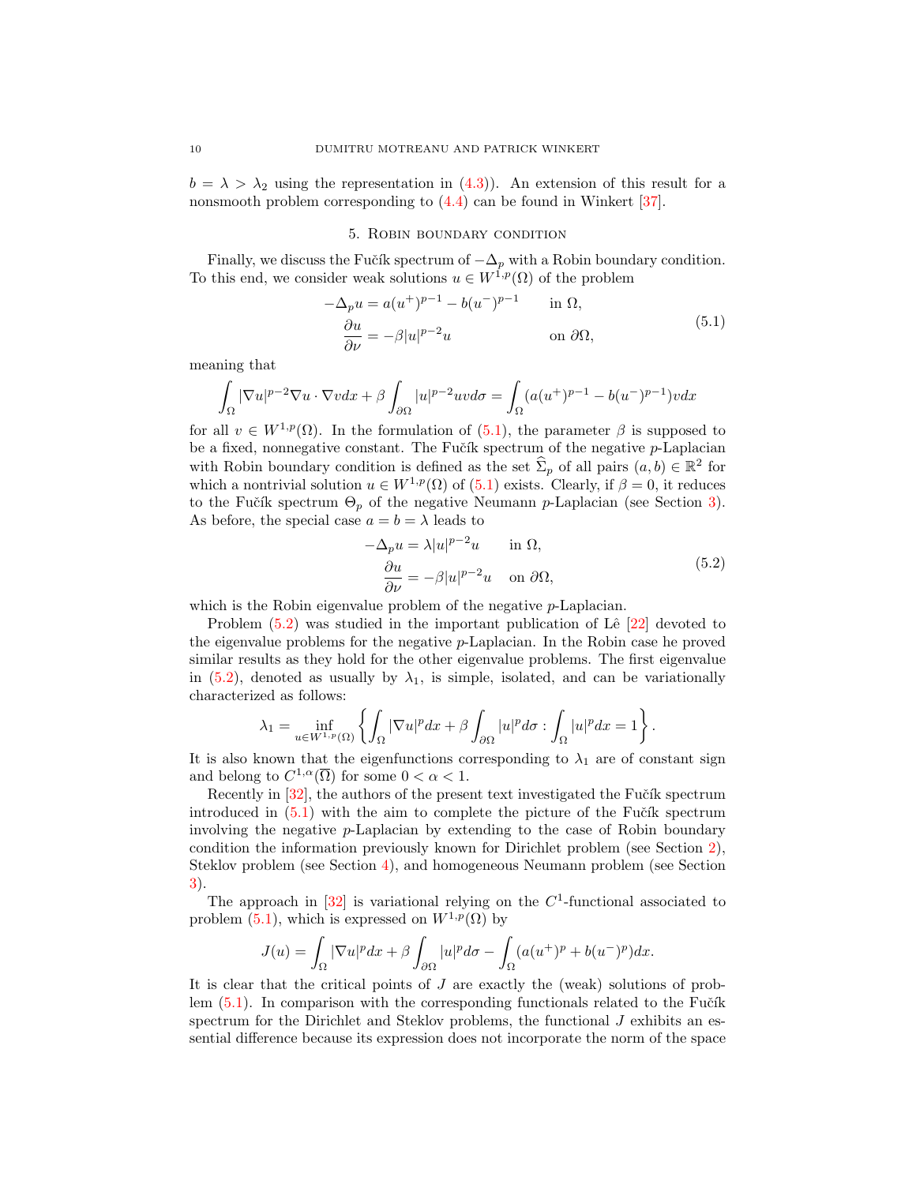$b = \lambda > \lambda_2$ using the representation in (4.3)). An extension of this result for a nonsmooth problem corresponding to (4.4) can be found in Winkert [37].

## 5. Robin boundary condition

Finally, we discuss the Fučík spectrum of $-\Delta_p$ with a Robin boundary condition. To this end, we consider weak solutions $u \in W^{1,p}(\Omega)$ of the problem

$$
\begin{aligned}
-\Delta_p u &= a(u^+)^{p-1} - b(u^-)^{p-1} \qquad &&\text{in } \Omega,\\
\frac{\partial u}{\partial \nu} &= -\beta |u|^{p-2}u &&\text{on } \partial\Omega,
\end{aligned}
\tag{5.1}
$$

meaning that

$$
\int_\Omega |\nabla u|^{p-2}\nabla u \cdot \nabla v dx + \beta \int_{\partial\Omega} |u|^{p-2}uv d\sigma = \int_\Omega (a(u^+)^{p-1} - b(u^-)^{p-1})v dx
$$

for all $v \in W^{1,p}(\Omega)$. In the formulation of (5.1), the parameter $\beta$ is supposed to be a fixed, nonnegative constant. The Fučík spectrum of the negative $p$-Laplacian with Robin boundary condition is defined as the set $\widehat{\Sigma}_p$ of all pairs $(a,b) \in \mathbb{R}^2$ for which a nontrivial solution $u \in W^{1,p}(\Omega)$ of (5.1) exists. Clearly, if $\beta = 0$, it reduces to the Fučík spectrum $\Theta_p$ of the negative Neumann $p$-Laplacian (see Section 3). As before, the special case $a = b = \lambda$ leads to

$$
\begin{aligned}
-\Delta_p u &= \lambda |u|^{p-2}u \qquad &&\text{in } \Omega,\\
\frac{\partial u}{\partial \nu} &= -\beta |u|^{p-2}u &&\text{on } \partial\Omega,
\end{aligned}
\tag{5.2}
$$

which is the Robin eigenvalue problem of the negative $p$-Laplacian.

Problem (5.2) was studied in the important publication of Lê [22] devoted to the eigenvalue problems for the negative $p$-Laplacian. In the Robin case he proved similar results as they hold for the other eigenvalue problems. The first eigenvalue in (5.2), denoted as usually by $\lambda_1$, is simple, isolated, and can be variationally characterized as follows:

$$
\lambda_1 = \inf_{u \in W^{1,p}(\Omega)} \left\{ \int_\Omega |\nabla u|^p dx + \beta \int_{\partial\Omega} |u|^p d\sigma : \int_\Omega |u|^p dx = 1 \right\}.
$$

It is also known that the eigenfunctions corresponding to $\lambda_1$ are of constant sign and belong to $C^{1,\alpha}(\overline{\Omega})$ for some $0 < \alpha < 1$.

Recently in [32], the authors of the present text investigated the Fučík spectrum introduced in (5.1) with the aim to complete the picture of the Fučík spectrum involving the negative $p$-Laplacian by extending to the case of Robin boundary condition the information previously known for Dirichlet problem (see Section 2), Steklov problem (see Section 4), and homogeneous Neumann problem (see Section 3).

The approach in [32] is variational relying on the $C^1$-functional associated to problem (5.1), which is expressed on $W^{1,p}(\Omega)$ by

$$
J(u) = \int_\Omega |\nabla u|^p dx + \beta \int_{\partial\Omega} |u|^p d\sigma - \int_\Omega (a(u^+)^p + b(u^-)^p) dx.
$$

It is clear that the critical points of $J$ are exactly the (weak) solutions of problem (5.1). In comparison with the corresponding functionals related to the Fučík spectrum for the Dirichlet and Steklov problems, the functional $J$ exhibits an essential difference because its expression does not incorporate the norm of the space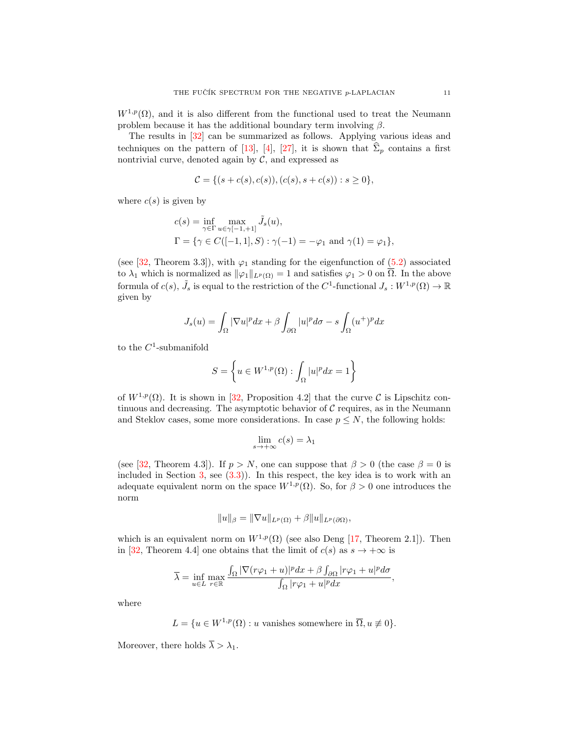$W^{1,p}(\Omega)$, and it is also different from the functional used to treat the Neumann problem because it has the additional boundary term involving $\beta$.

The results in [32] can be summarized as follows. Applying various ideas and techniques on the pattern of [13], [4], [27], it is shown that $\widehat{\Sigma}_p$ contains a first nontrivial curve, denoted again by $\mathcal{C}$, and expressed as

$$\mathcal{C} = \{(s + c(s), c(s)), (c(s), s + c(s)) : s \geq 0\},$$

where $c(s)$ is given by

$$c(s) = \inf_{\gamma \in \Gamma} \max_{u \in \gamma[-1,+1]} \tilde{J}_s(u),$$
$$\Gamma = \{\gamma \in C([-1, 1], S) : \gamma(-1) = -\varphi_1 \text{ and } \gamma(1) = \varphi_1\},$$

(see [32, Theorem 3.3]), with $\varphi_1$ standing for the eigenfunction of (5.2) associated to $\lambda_1$ which is normalized as $\|\varphi_1\|_{L^p(\Omega)} = 1$ and satisfies $\varphi_1 > 0$ on $\overline{\Omega}$. In the above formula of $c(s)$, $\tilde{J}_s$ is equal to the restriction of the $C^1$-functional $J_s : W^{1,p}(\Omega) \to \mathbb{R}$ given by

$$J_s(u) = \int_\Omega |\nabla u|^p dx + \beta \int_{\partial\Omega} |u|^p d\sigma - s \int_\Omega (u^+)^p dx$$

to the $C^1$-submanifold

$$S = \left\{ u \in W^{1,p}(\Omega) : \int_\Omega |u|^p dx = 1 \right\}$$

of $W^{1,p}(\Omega)$. It is shown in [32, Proposition 4.2] that the curve $\mathcal{C}$ is Lipschitz continuous and decreasing. The asymptotic behavior of $\mathcal{C}$ requires, as in the Neumann and Steklov cases, some more considerations. In case $p \leq N$, the following holds:

$$\lim_{s \to +\infty} c(s) = \lambda_1$$

(see [32, Theorem 4.3]). If $p > N$, one can suppose that $\beta > 0$ (the case $\beta = 0$ is included in Section 3, see (3.3)). In this respect, the key idea is to work with an adequate equivalent norm on the space $W^{1,p}(\Omega)$. So, for $\beta > 0$ one introduces the norm

$$\|u\|_\beta = \|\nabla u\|_{L^p(\Omega)} + \beta \|u\|_{L^p(\partial\Omega)},$$

which is an equivalent norm on $W^{1,p}(\Omega)$ (see also Deng [17, Theorem 2.1]). Then in [32, Theorem 4.4] one obtains that the limit of $c(s)$ as $s \to +\infty$ is

$$\overline{\lambda} = \inf_{u \in L} \max_{r \in \mathbb{R}} \frac{\int_\Omega |\nabla(r\varphi_1 + u)|^p dx + \beta \int_{\partial\Omega} |r\varphi_1 + u|^p d\sigma}{\int_\Omega |r\varphi_1 + u|^p dx},$$

where

$$L = \{u \in W^{1,p}(\Omega) : u \text{ vanishes somewhere in } \overline{\Omega}, u \not\equiv 0\}.$$

Moreover, there holds $\overline{\lambda} > \lambda_1$.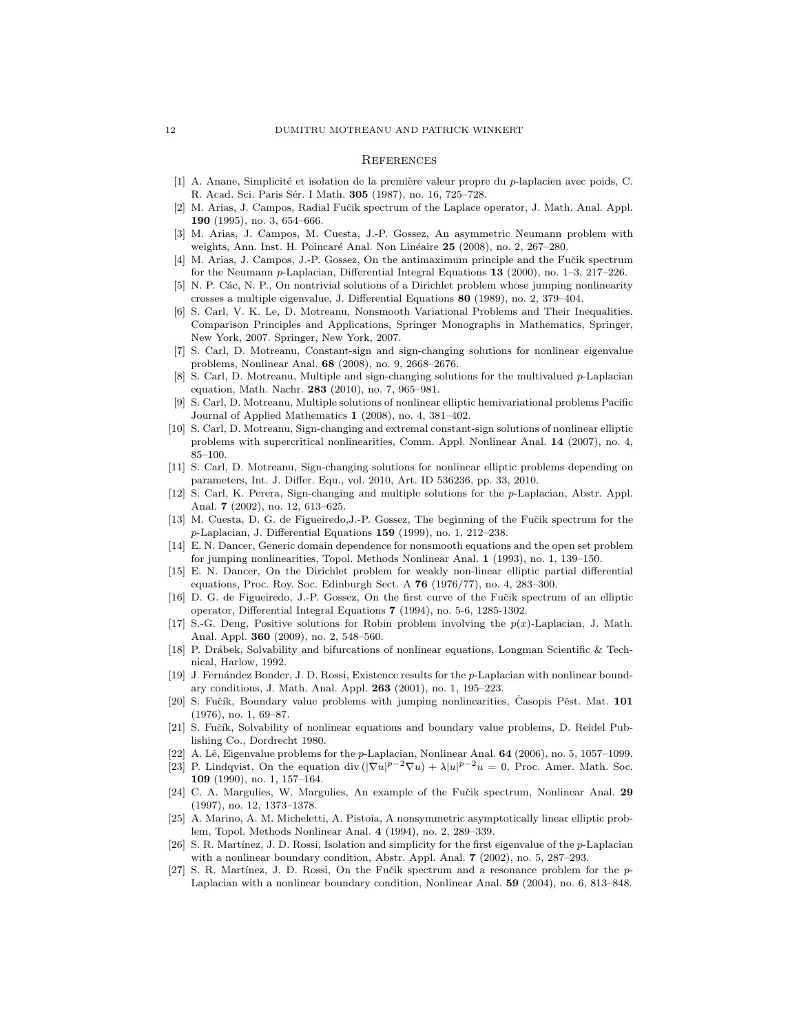## References

[1] A. Anane, Simplicité et isolation de la première valeur propre du $p$-laplacien avec poids, C. R. Acad. Sci. Paris Sér. I Math. **305** (1987), no. 16, 725–728.

[2] M. Arias, J. Campos, Radial Fučik spectrum of the Laplace operator, J. Math. Anal. Appl. **190** (1995), no. 3, 654–666.

[3] M. Arias, J. Campos, M. Cuesta, J.-P. Gossez, An asymmetric Neumann problem with weights, Ann. Inst. H. Poincaré Anal. Non Linéaire **25** (2008), no. 2, 267–280.

[4] M. Arias, J. Campos, J.-P. Gossez, On the antimaximum principle and the Fučik spectrum for the Neumann $p$-Laplacian, Differential Integral Equations **13** (2000), no. 1–3, 217–226.

[5] N. P. Các, N. P., On nontrivial solutions of a Dirichlet problem whose jumping nonlinearity crosses a multiple eigenvalue, J. Differential Equations **80** (1989), no. 2, 379–404.

[6] S. Carl, V. K. Le, D. Motreanu, Nonsmooth Variational Problems and Their Inequalities. Comparison Principles and Applications, Springer Monographs in Mathematics, Springer, New York, 2007. Springer, New York, 2007.

[7] S. Carl, D. Motreanu, Constant-sign and sign-changing solutions for nonlinear eigenvalue problems, Nonlinear Anal. **68** (2008), no. 9, 2668–2676.

[8] S. Carl, D. Motreanu, Multiple and sign-changing solutions for the multivalued $p$-Laplacian equation, Math. Nachr. **283** (2010), no. 7, 965–981.

[9] S. Carl, D. Motreanu, Multiple solutions of nonlinear elliptic hemivariational problems Pacific Journal of Applied Mathematics **1** (2008), no. 4, 381–402.

[10] S. Carl, D. Motreanu, Sign-changing and extremal constant-sign solutions of nonlinear elliptic problems with supercritical nonlinearities, Comm. Appl. Nonlinear Anal. **14** (2007), no. 4, 85–100.

[11] S. Carl, D. Motreanu, Sign-changing solutions for nonlinear elliptic problems depending on parameters, Int. J. Differ. Equ., vol. 2010, Art. ID 536236, pp. 33, 2010.

[12] S. Carl, K. Perera, Sign-changing and multiple solutions for the $p$-Laplacian, Abstr. Appl. Anal. **7** (2002), no. 12, 613–625.

[13] M. Cuesta, D. G. de Figueiredo,J.-P. Gossez, The beginning of the Fučik spectrum for the $p$-Laplacian, J. Differential Equations **159** (1999), no. 1, 212–238.

[14] E. N. Dancer, Generic domain dependence for nonsmooth equations and the open set problem for jumping nonlinearities, Topol. Methods Nonlinear Anal. **1** (1993), no. 1, 139–150.

[15] E. N. Dancer, On the Dirichlet problem for weakly non-linear elliptic partial differential equations, Proc. Roy. Soc. Edinburgh Sect. A **76** (1976/77), no. 4, 283–300.

[16] D. G. de Figueiredo, J.-P. Gossez, On the first curve of the Fučik spectrum of an elliptic operator, Differential Integral Equations **7** (1994), no. 5-6, 1285-1302.

[17] S.-G. Deng, Positive solutions for Robin problem involving the $p(x)$-Laplacian, J. Math. Anal. Appl. **360** (2009), no. 2, 548–560.

[18] P. Drábek, Solvability and bifurcations of nonlinear equations, Longman Scientific & Technical, Harlow, 1992.

[19] J. Fernández Bonder, J. D. Rossi, Existence results for the $p$-Laplacian with nonlinear boundary conditions, J. Math. Anal. Appl. **263** (2001), no. 1, 195–223.

[20] S. Fučík, Boundary value problems with jumping nonlinearities, Časopis Pěst. Mat. **101** (1976), no. 1, 69–87.

[21] S. Fučík, Solvability of nonlinear equations and boundary value problems, D. Reidel Publishing Co., Dordrecht 1980.

[22] A. Lê, Eigenvalue problems for the $p$-Laplacian, Nonlinear Anal. **64** (2006), no. 5, 1057–1099.

[23] P. Lindqvist, On the equation $\operatorname{div}(|\nabla u|^{p-2}\nabla u) + \lambda |u|^{p-2}u = 0$, Proc. Amer. Math. Soc. **109** (1990), no. 1, 157–164.

[24] C. A. Margulies, W. Margulies, An example of the Fučik spectrum, Nonlinear Anal. **29** (1997), no. 12, 1373–1378.

[25] A. Marino, A. M. Micheletti, A. Pistoia, A nonsymmetric asymptotically linear elliptic problem, Topol. Methods Nonlinear Anal. **4** (1994), no. 2, 289–339.

[26] S. R. Martínez, J. D. Rossi, Isolation and simplicity for the first eigenvalue of the $p$-Laplacian with a nonlinear boundary condition, Abstr. Appl. Anal. **7** (2002), no. 5, 287–293.

[27] S. R. Martínez, J. D. Rossi, On the Fučik spectrum and a resonance problem for the $p$-Laplacian with a nonlinear boundary condition, Nonlinear Anal. **59** (2004), no. 6, 813–848.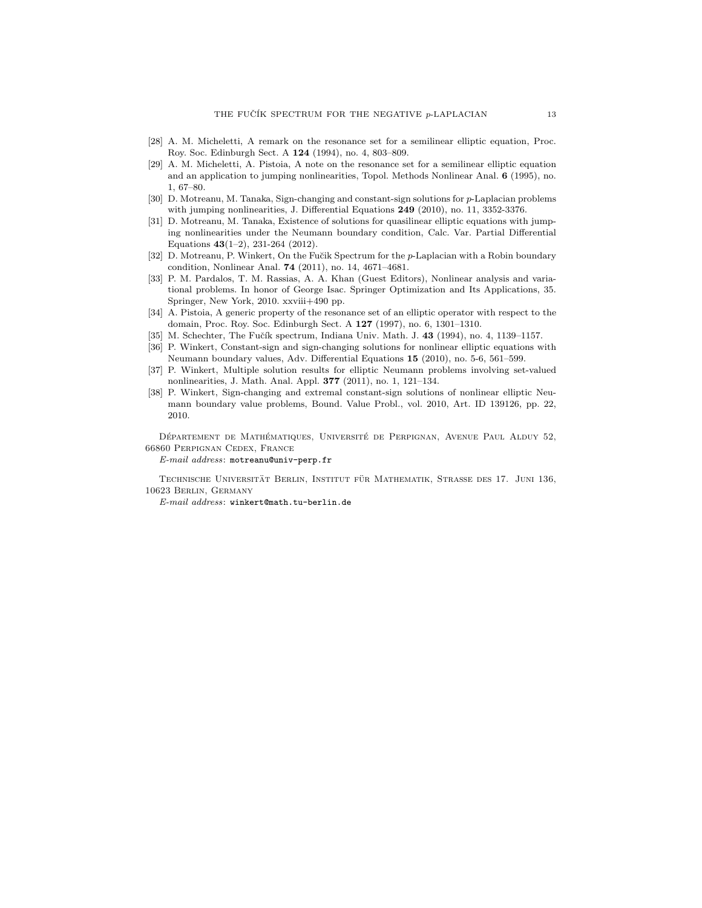[28] A. M. Micheletti, A remark on the resonance set for a semilinear elliptic equation, Proc. Roy. Soc. Edinburgh Sect. A **124** (1994), no. 4, 803–809.

[29] A. M. Micheletti, A. Pistoia, A note on the resonance set for a semilinear elliptic equation and an application to jumping nonlinearities, Topol. Methods Nonlinear Anal. **6** (1995), no. 1, 67–80.

[30] D. Motreanu, M. Tanaka, Sign-changing and constant-sign solutions for $p$-Laplacian problems with jumping nonlinearities, J. Differential Equations **249** (2010), no. 11, 3352-3376.

[31] D. Motreanu, M. Tanaka, Existence of solutions for quasilinear elliptic equations with jumping nonlinearities under the Neumann boundary condition, Calc. Var. Partial Differential Equations **43**(1–2), 231-264 (2012).

[32] D. Motreanu, P. Winkert, On the Fučik Spectrum for the $p$-Laplacian with a Robin boundary condition, Nonlinear Anal. **74** (2011), no. 14, 4671–4681.

[33] P. M. Pardalos, T. M. Rassias, A. A. Khan (Guest Editors), Nonlinear analysis and variational problems. In honor of George Isac. Springer Optimization and Its Applications, 35. Springer, New York, 2010. xxviii+490 pp.

[34] A. Pistoia, A generic property of the resonance set of an elliptic operator with respect to the domain, Proc. Roy. Soc. Edinburgh Sect. A **127** (1997), no. 6, 1301–1310.

[35] M. Schechter, The Fučík spectrum, Indiana Univ. Math. J. **43** (1994), no. 4, 1139–1157.

[36] P. Winkert, Constant-sign and sign-changing solutions for nonlinear elliptic equations with Neumann boundary values, Adv. Differential Equations **15** (2010), no. 5-6, 561–599.

[37] P. Winkert, Multiple solution results for elliptic Neumann problems involving set-valued nonlinearities, J. Math. Anal. Appl. **377** (2011), no. 1, 121–134.

[38] P. Winkert, Sign-changing and extremal constant-sign solutions of nonlinear elliptic Neumann boundary value problems, Bound. Value Probl., vol. 2010, Art. ID 139126, pp. 22, 2010.

Département de Mathématiques, Université de Perpignan, Avenue Paul Alduy 52, 66860 Perpignan Cedex, France

*E-mail address*: motreanu@univ-perp.fr

Technische Universität Berlin, Institut für Mathematik, Strasse des 17. Juni 136, 10623 Berlin, Germany

*E-mail address*: winkert@math.tu-berlin.de